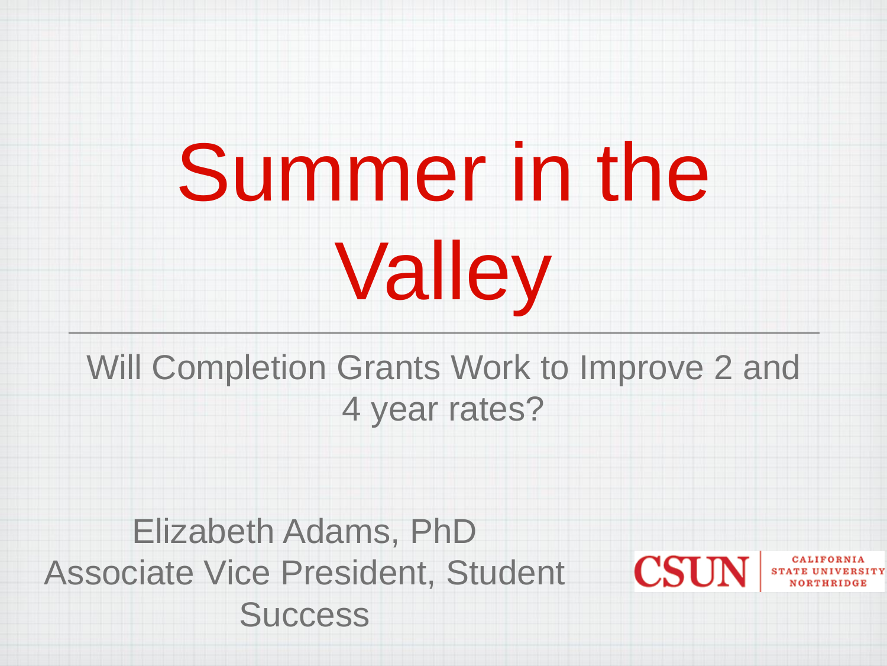# Summer in the Valley

## Will Completion Grants Work to Improve 2 and 4 year rates?

Elizabeth Adams, PhD
Associate Vice President, Student Success

CSUN | CALIFORNIA STATE UNIVERSITY NORTHRIDGE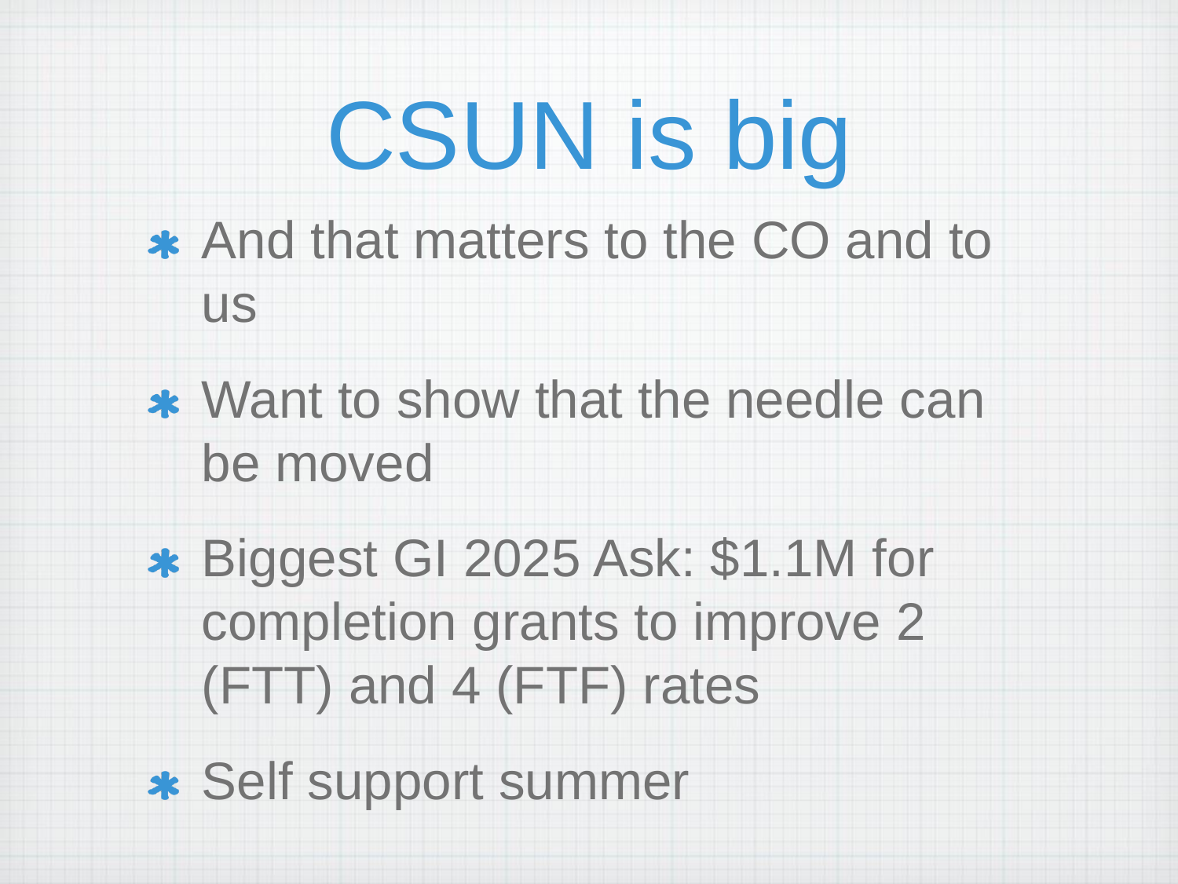# CSUN is big

- And that matters to the CO and to us
- Want to show that the needle can be moved
- Biggest GI 2025 Ask: $1.1M for completion grants to improve 2 (FTT) and 4 (FTF) rates
- Self support summer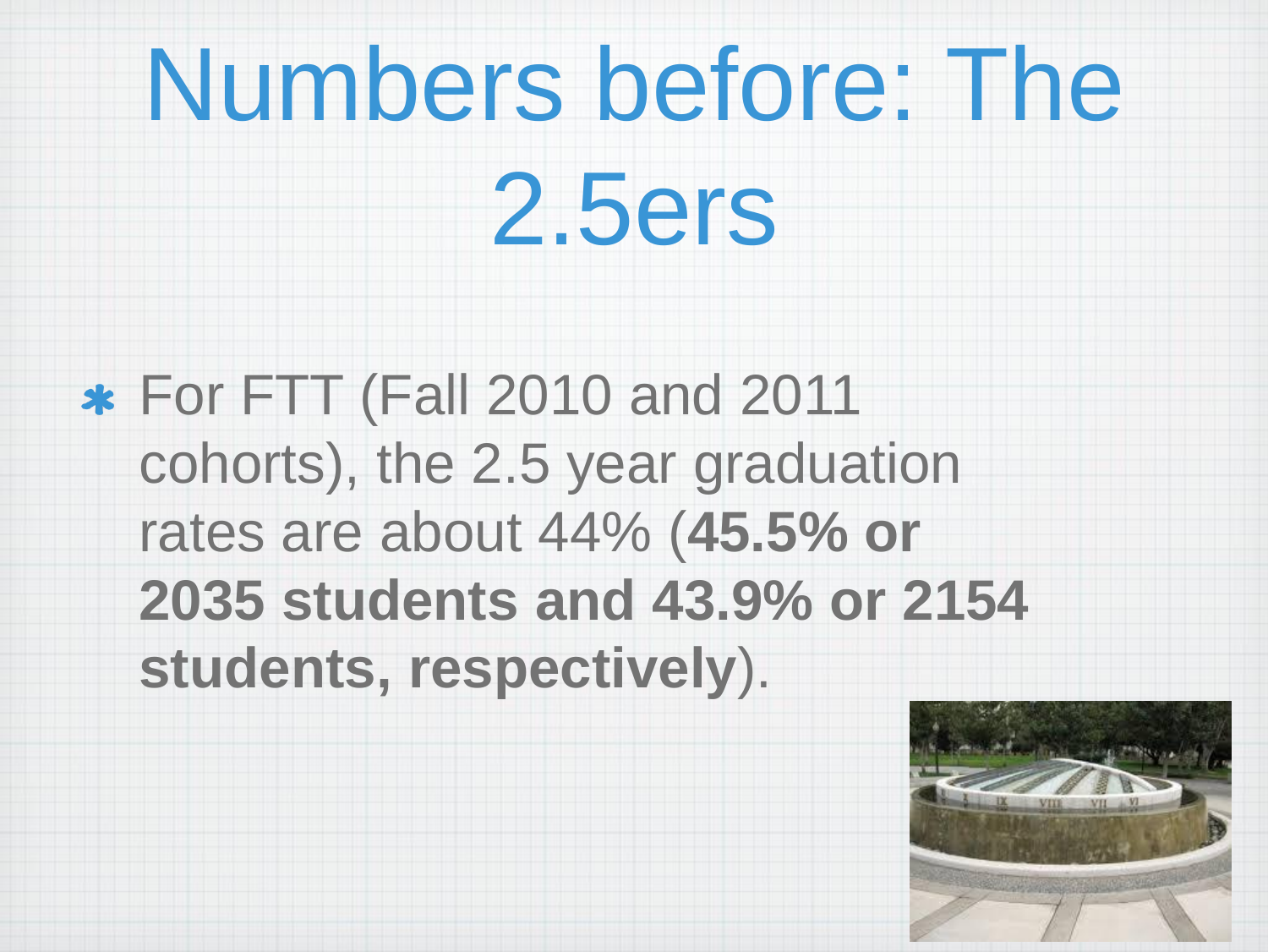# Numbers before: The 2.5ers

- For FTT (Fall 2010 and 2011 cohorts), the 2.5 year graduation rates are about 44% (**45.5% or 2035 students and 43.9% or 2154 students, respectively**).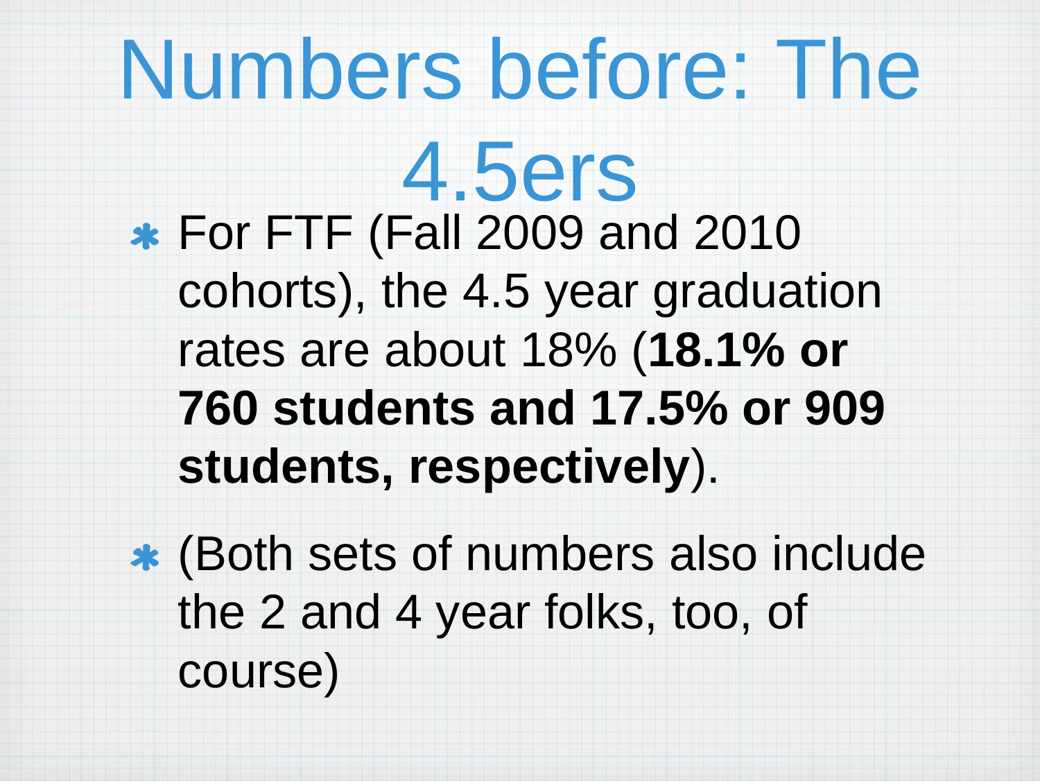# Numbers before: The 4.5ers

- For FTF (Fall 2009 and 2010 cohorts), the 4.5 year graduation rates are about 18% (**18.1% or 760 students and 17.5% or 909 students, respectively**).
- (Both sets of numbers also include the 2 and 4 year folks, too, of course)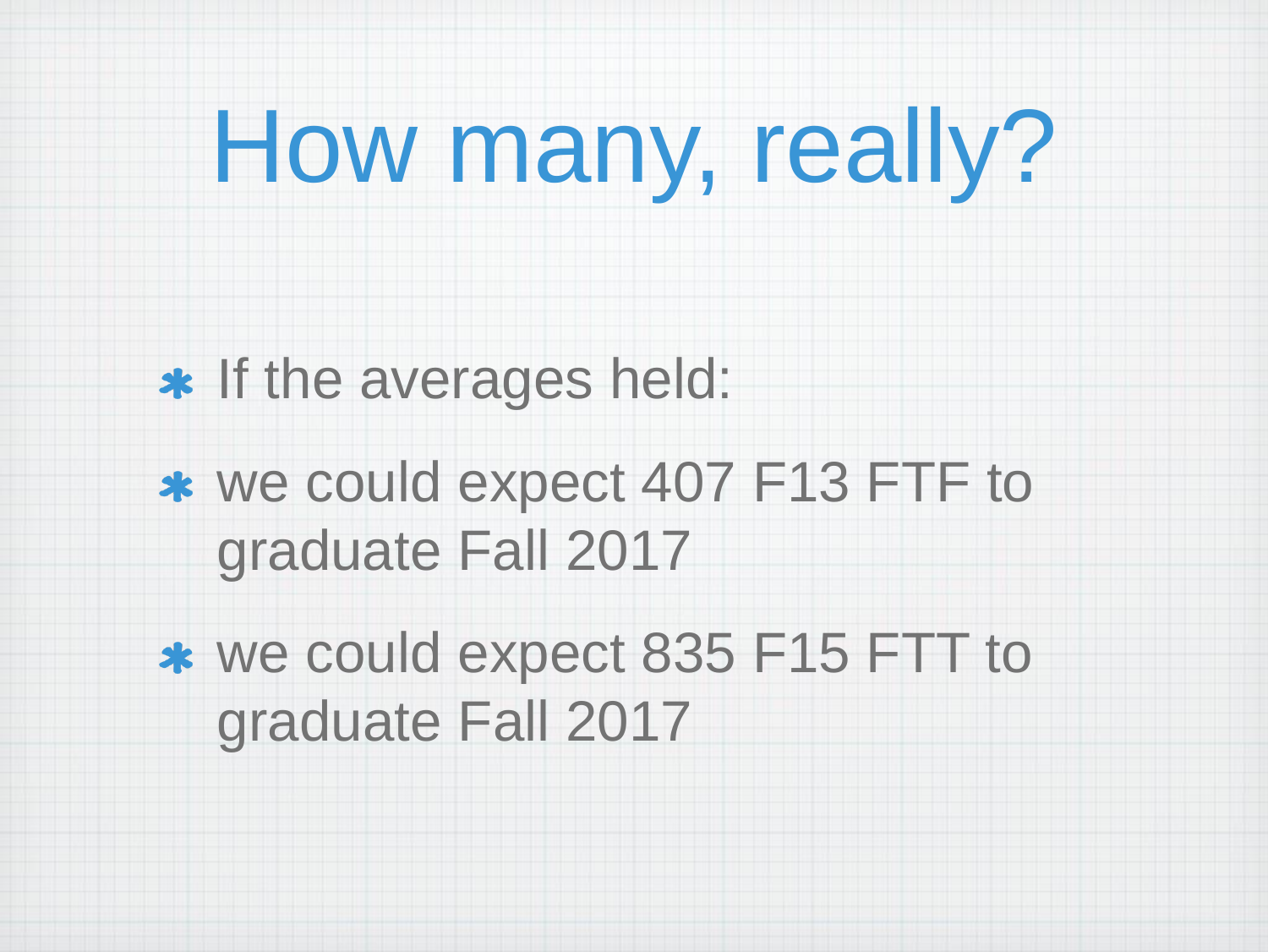# How many, really?

- If the averages held:
- we could expect 407 F13 FTF to graduate Fall 2017
- we could expect 835 F15 FTT to graduate Fall 2017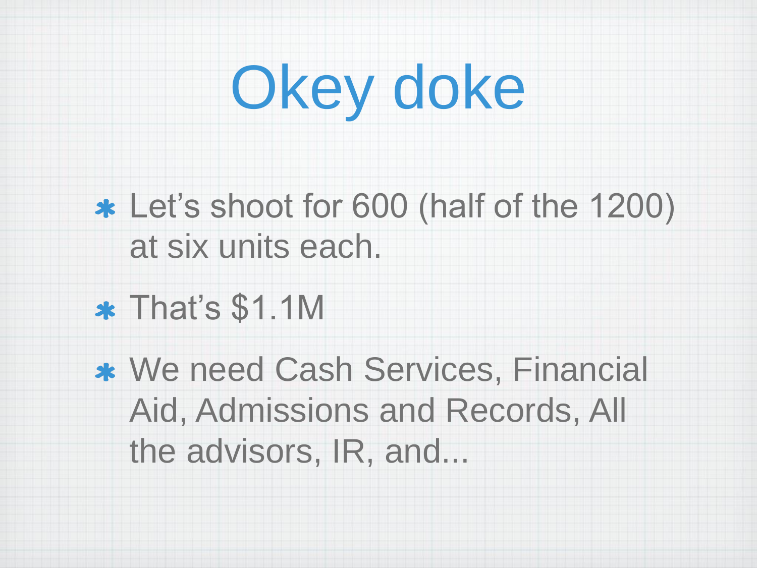# Okey doke

* Let's shoot for 600 (half of the 1200) at six units each.
* That's $1.1M
* We need Cash Services, Financial Aid, Admissions and Records, All the advisors, IR, and...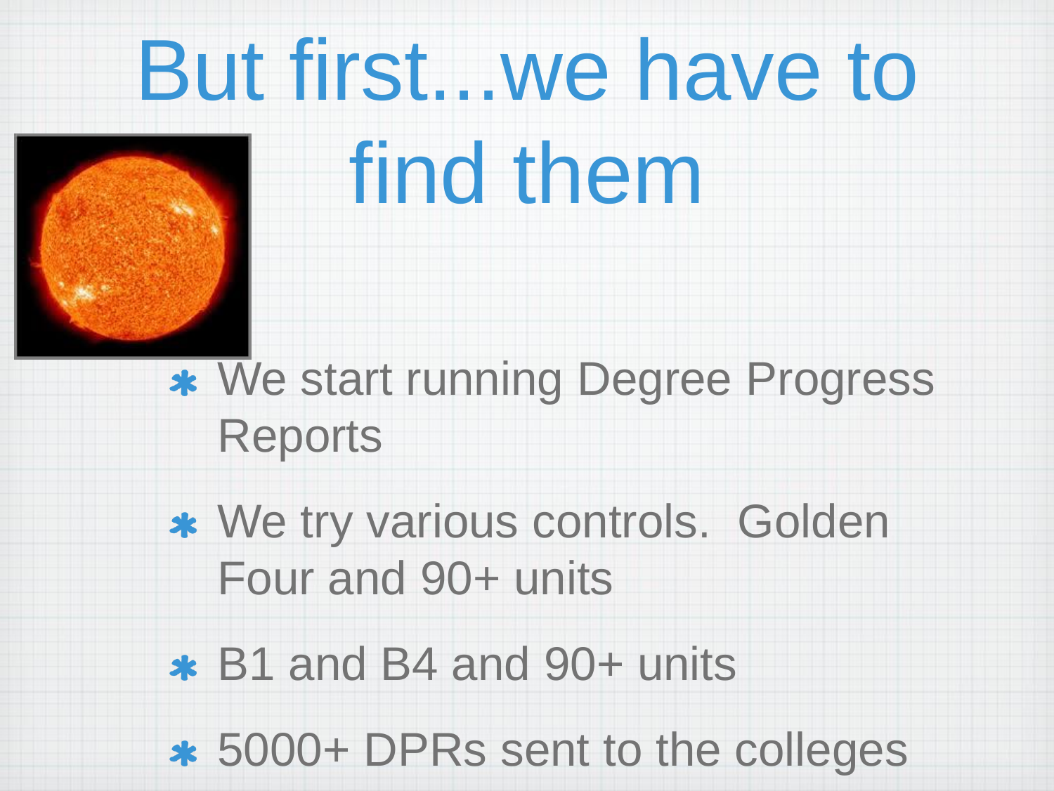# But first...we have to find them

- We start running Degree Progress Reports
- We try various controls.  Golden Four and 90+ units
- B1 and B4 and 90+ units
- 5000+ DPRs sent to the colleges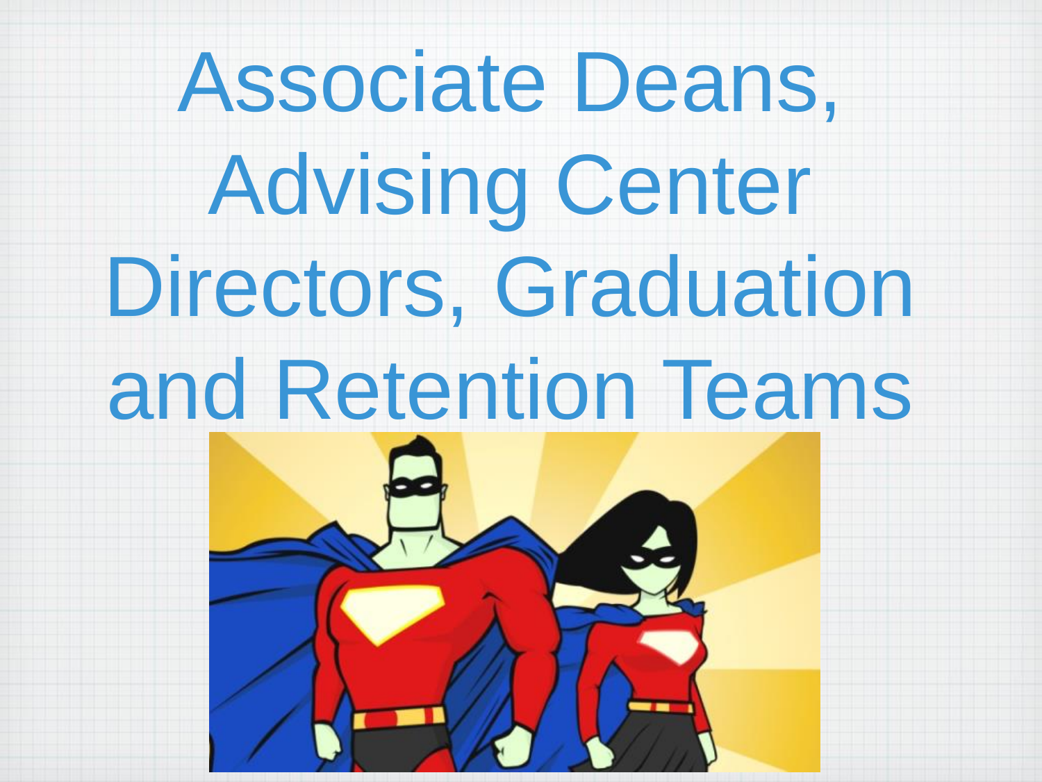# Associate Deans, Advising Center Directors, Graduation and Retention Teams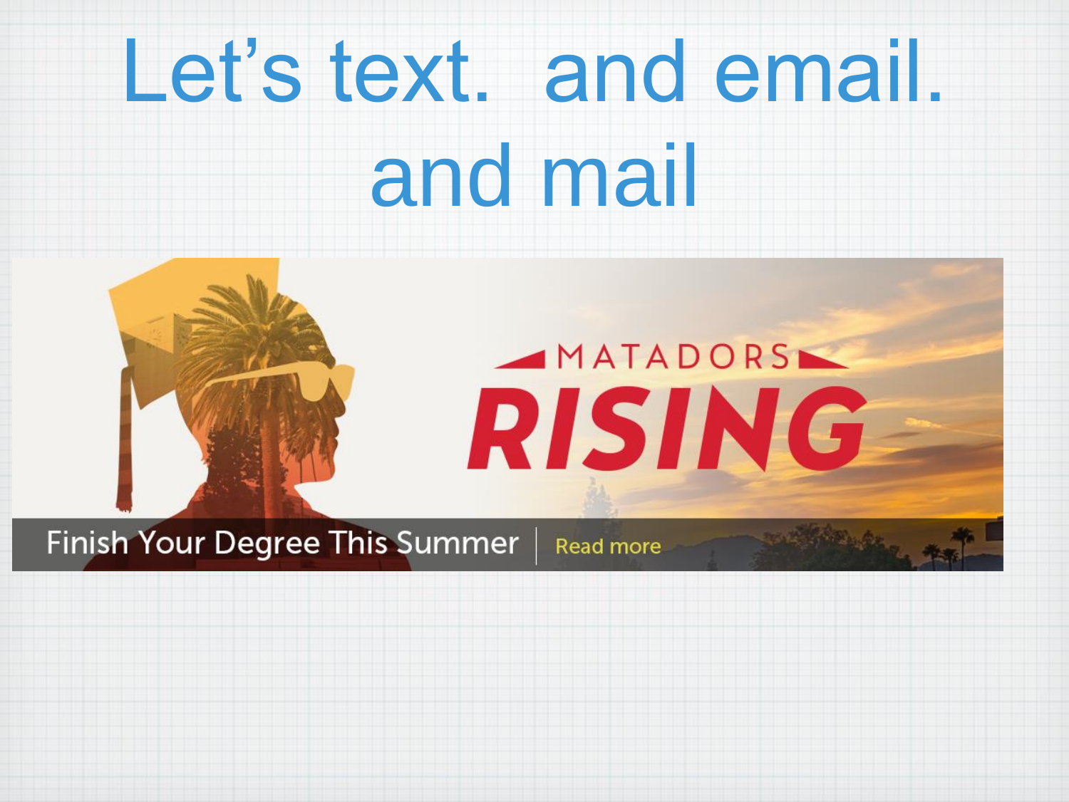# Let's text. and email. and mail

MATADORS RISING

Finish Your Degree This Summer | Read more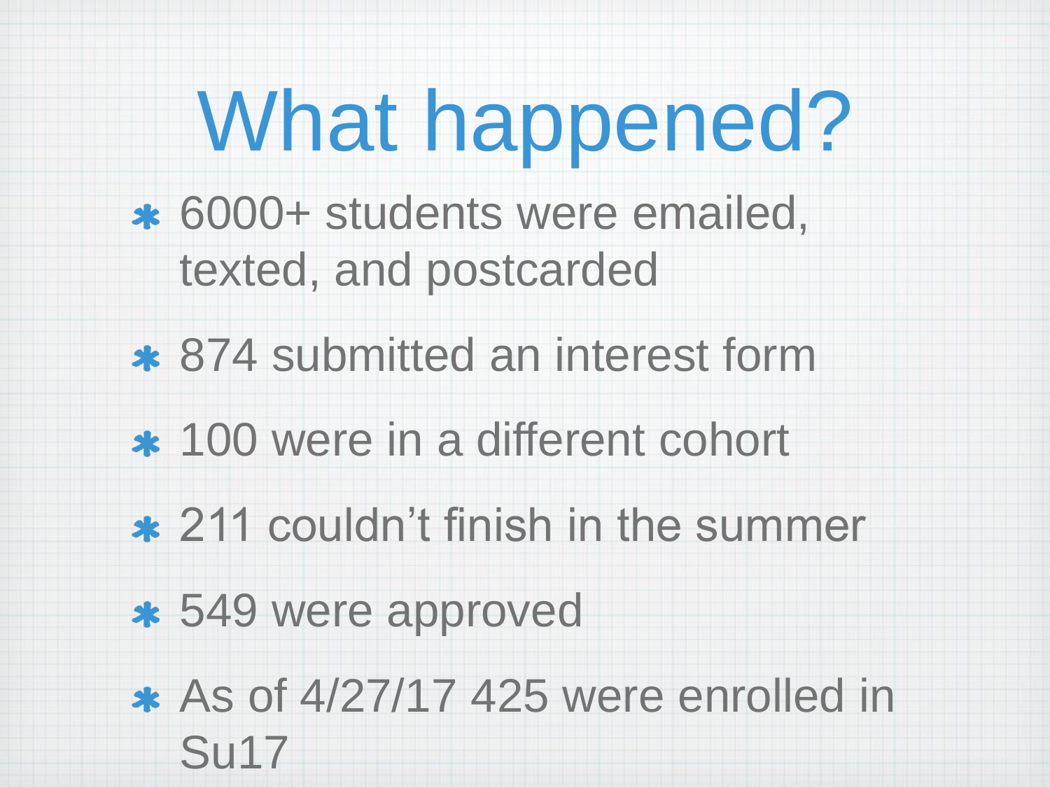# What happened?

* 6000+ students were emailed, texted, and postcarded
* 874 submitted an interest form
* 100 were in a different cohort
* 211 couldn’t finish in the summer
* 549 were approved
* As of 4/27/17 425 were enrolled in Su17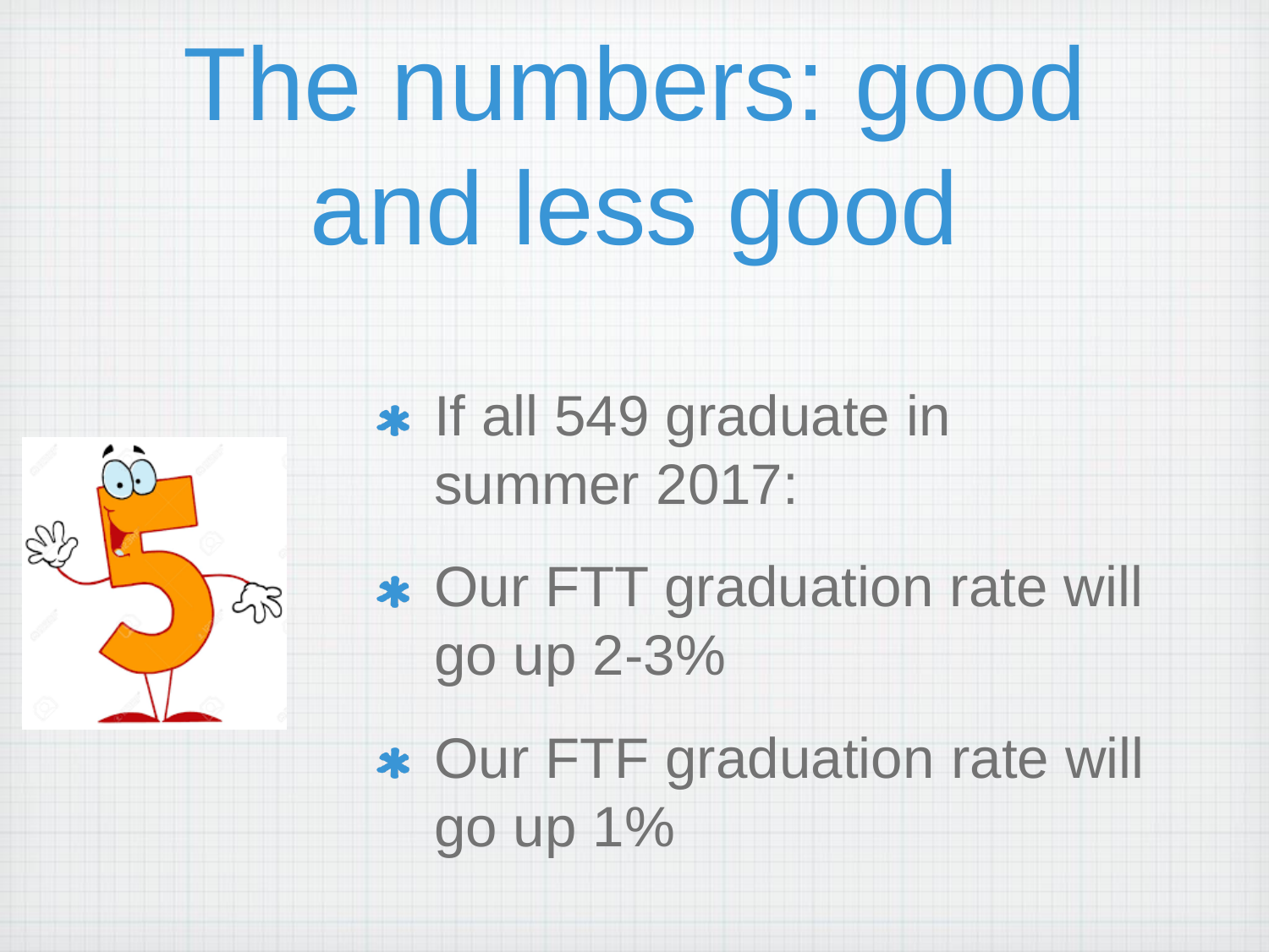# The numbers: good and less good

- If all 549 graduate in summer 2017:
- Our FTT graduation rate will go up 2-3%
- Our FTF graduation rate will go up 1%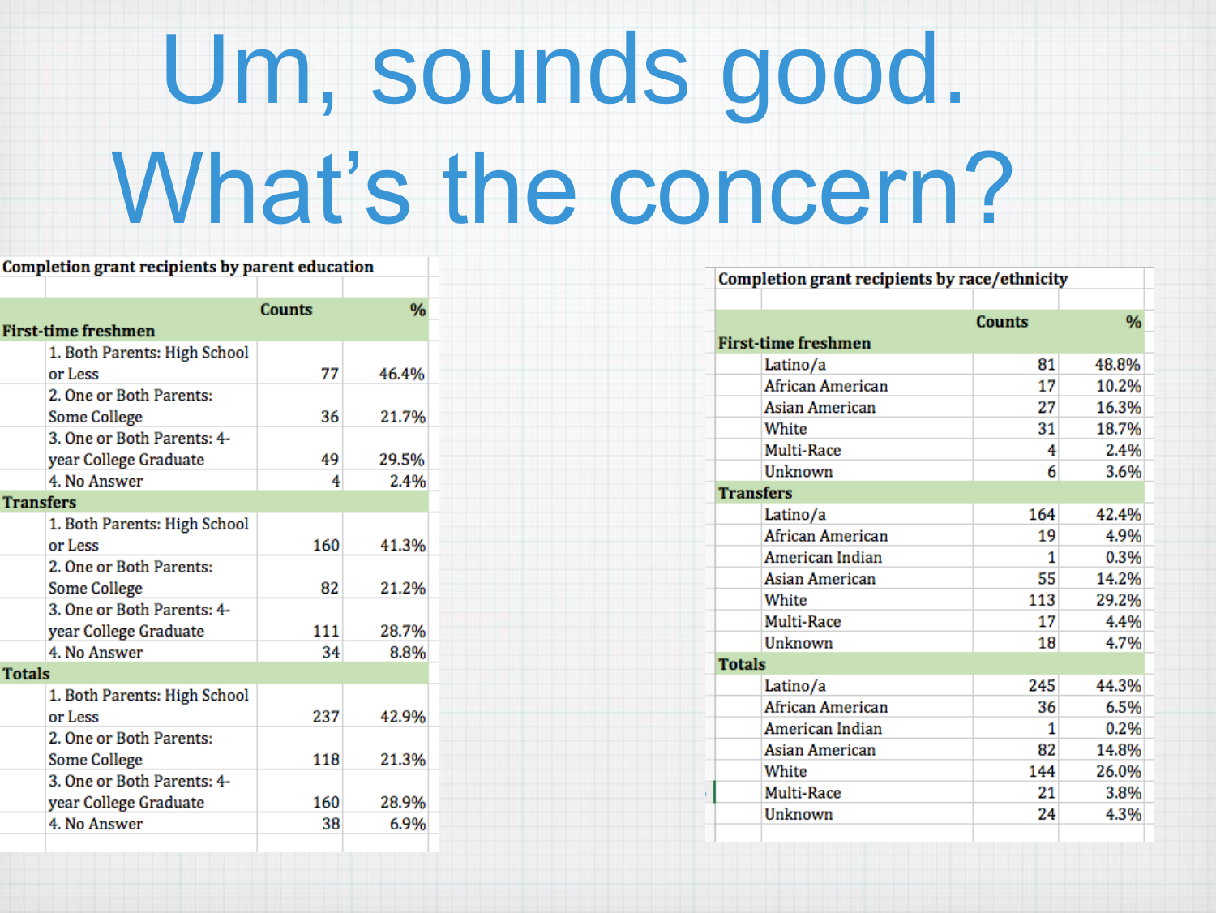# Um, sounds good. What's the concern?

**Completion grant recipients by parent education**

| | Counts | % |
|---|---|---|
| **First-time freshmen** | | |
| 1. Both Parents: High School or Less | 77 | 46.4% |
| 2. One or Both Parents: Some College | 36 | 21.7% |
| 3. One or Both Parents: 4-year College Graduate | 49 | 29.5% |
| 4. No Answer | 4 | 2.4% |
| **Transfers** | | |
| 1. Both Parents: High School or Less | 160 | 41.3% |
| 2. One or Both Parents: Some College | 82 | 21.2% |
| 3. One or Both Parents: 4-year College Graduate | 111 | 28.7% |
| 4. No Answer | 34 | 8.8% |
| **Totals** | | |
| 1. Both Parents: High School or Less | 237 | 42.9% |
| 2. One or Both Parents: Some College | 118 | 21.3% |
| 3. One or Both Parents: 4-year College Graduate | 160 | 28.9% |
| 4. No Answer | 38 | 6.9% |

**Completion grant recipients by race/ethnicity**

| | Counts | % |
|---|---|---|
| **First-time freshmen** | | |
| Latino/a | 81 | 48.8% |
| African American | 17 | 10.2% |
| Asian American | 27 | 16.3% |
| White | 31 | 18.7% |
| Multi-Race | 4 | 2.4% |
| Unknown | 6 | 3.6% |
| **Transfers** | | |
| Latino/a | 164 | 42.4% |
| African American | 19 | 4.9% |
| American Indian | 1 | 0.3% |
| Asian American | 55 | 14.2% |
| White | 113 | 29.2% |
| Multi-Race | 17 | 4.4% |
| Unknown | 18 | 4.7% |
| **Totals** | | |
| Latino/a | 245 | 44.3% |
| African American | 36 | 6.5% |
| American Indian | 1 | 0.2% |
| Asian American | 82 | 14.8% |
| White | 144 | 26.0% |
| Multi-Race | 21 | 3.8% |
| Unknown | 24 | 4.3% |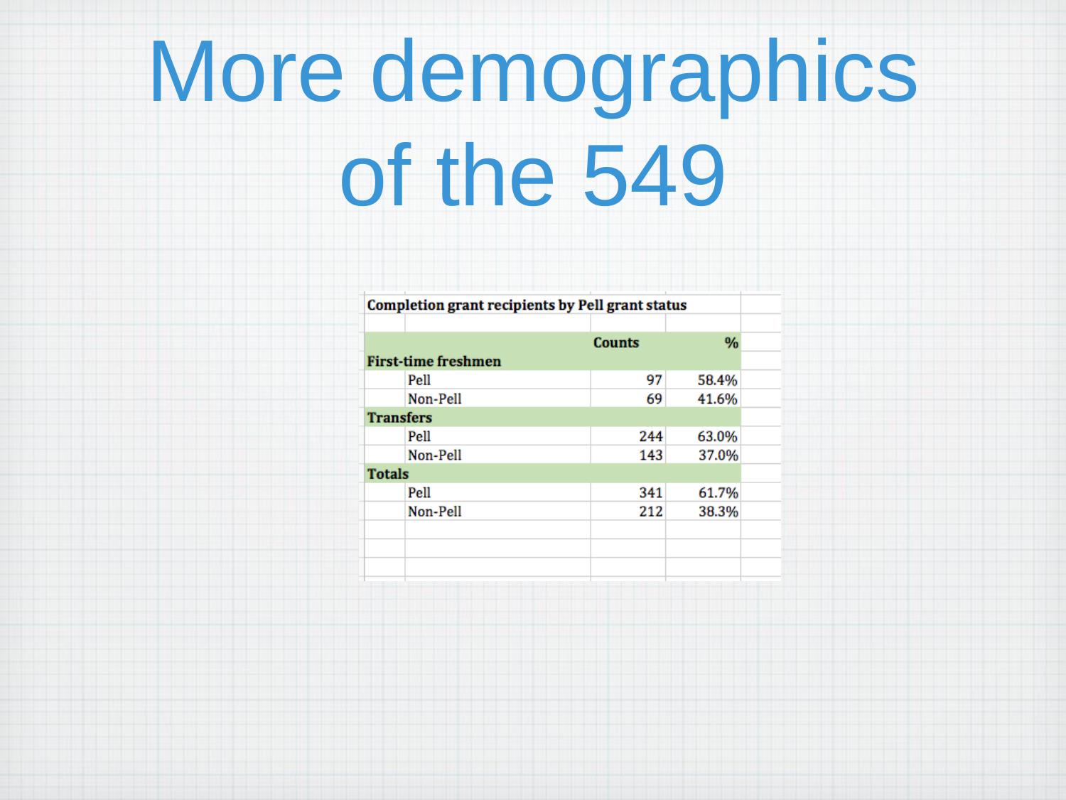# More demographics of the 549

**Completion grant recipients by Pell grant status**

| | Counts | % |
|---|---|---|
| **First-time freshmen** | | |
| Pell | 97 | 58.4% |
| Non-Pell | 69 | 41.6% |
| **Transfers** | | |
| Pell | 244 | 63.0% |
| Non-Pell | 143 | 37.0% |
| **Totals** | | |
| Pell | 341 | 61.7% |
| Non-Pell | 212 | 38.3% |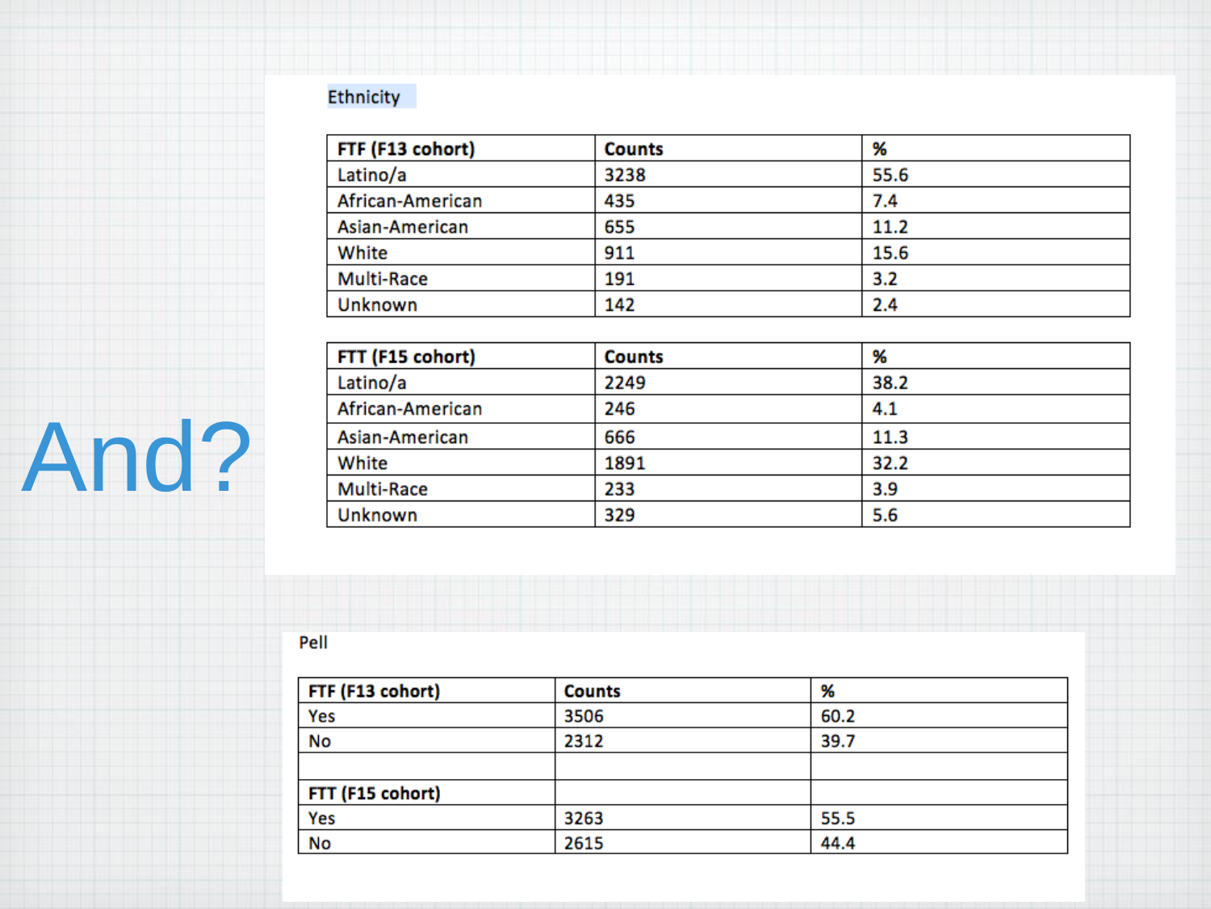# And?

Ethnicity

| FTF (F13 cohort) | Counts | % |
|---|---|---|
| Latino/a | 3238 | 55.6 |
| African-American | 435 | 7.4 |
| Asian-American | 655 | 11.2 |
| White | 911 | 15.6 |
| Multi-Race | 191 | 3.2 |
| Unknown | 142 | 2.4 |

| FTT (F15 cohort) | Counts | % |
|---|---|---|
| Latino/a | 2249 | 38.2 |
| African-American | 246 | 4.1 |
| Asian-American | 666 | 11.3 |
| White | 1891 | 32.2 |
| Multi-Race | 233 | 3.9 |
| Unknown | 329 | 5.6 |

Pell

| FTF (F13 cohort) | Counts | % |
|---|---|---|
| Yes | 3506 | 60.2 |
| No | 2312 | 39.7 |
| | | |
| **FTT (F15 cohort)** | | |
| Yes | 3263 | 55.5 |
| No | 2615 | 44.4 |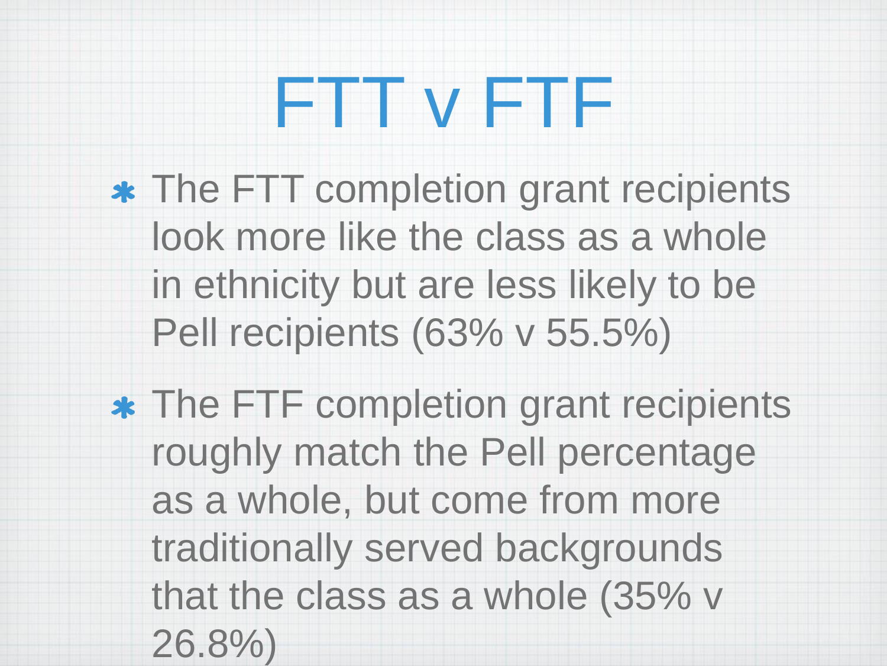# FTT v FTF

- The FTT completion grant recipients look more like the class as a whole in ethnicity but are less likely to be Pell recipients (63% v 55.5%)
- The FTF completion grant recipients roughly match the Pell percentage as a whole, but come from more traditionally served backgrounds that the class as a whole (35% v 26.8%)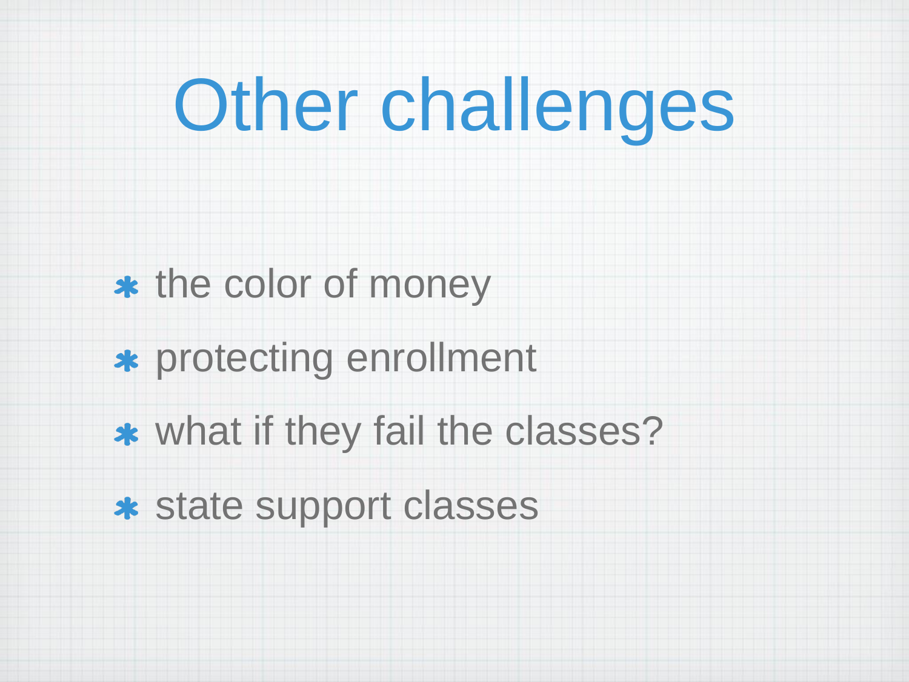# Other challenges

- the color of money
- protecting enrollment
- what if they fail the classes?
- state support classes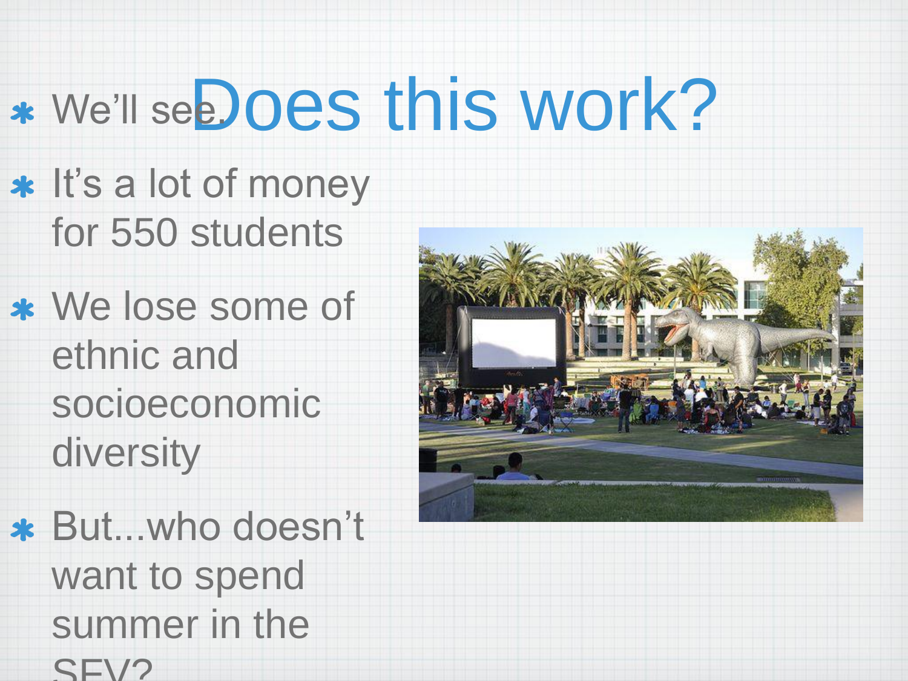# Does this work?

* We'll see.
* It's a lot of money for 550 students
* We lose some of ethnic and socioeconomic diversity
* But...who doesn't want to spend summer in the SFV?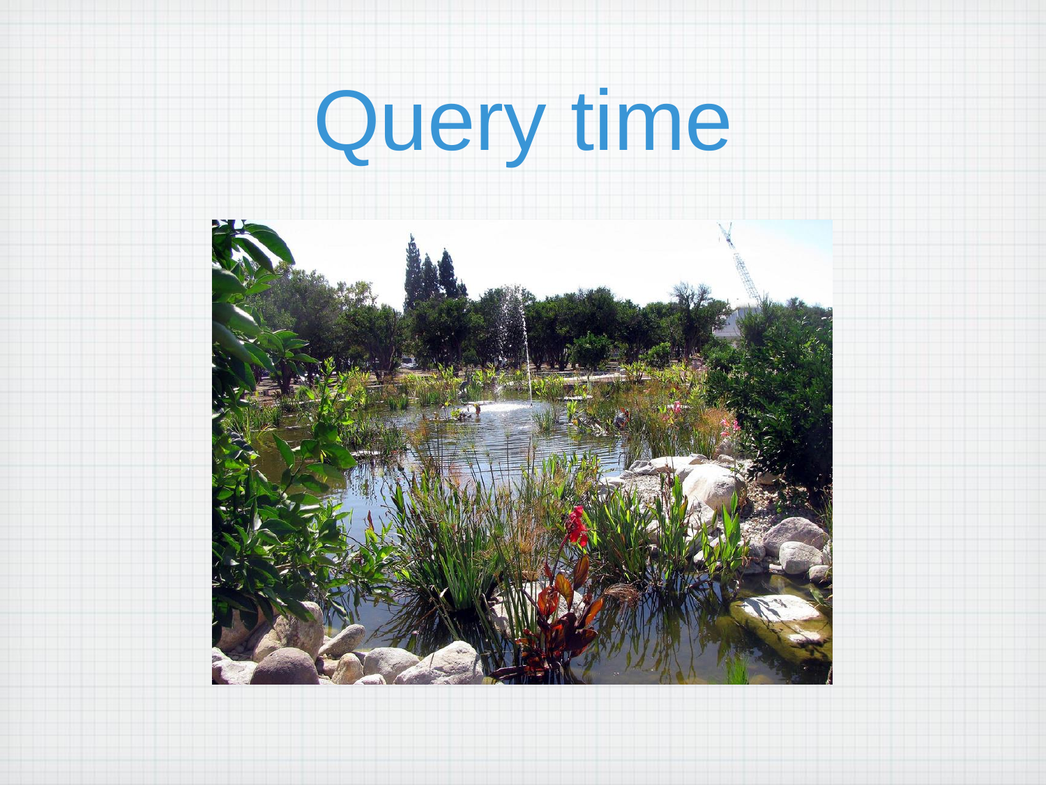# Query time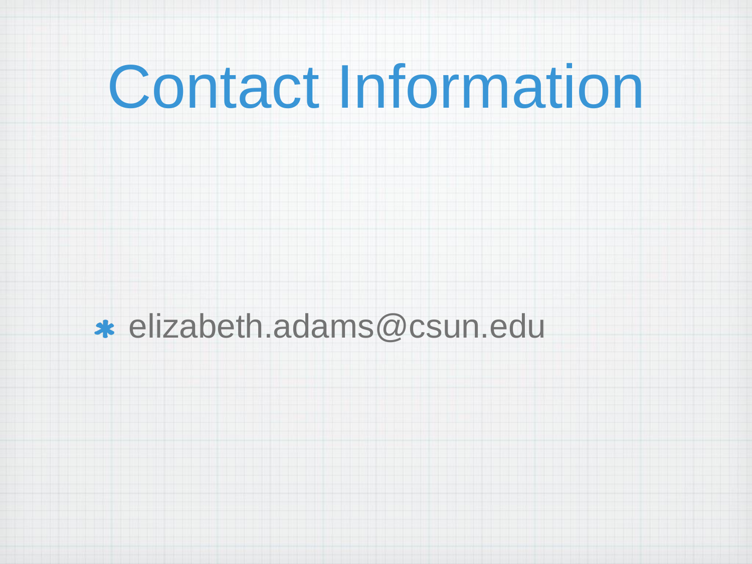# Contact Information

- elizabeth.adams@csun.edu